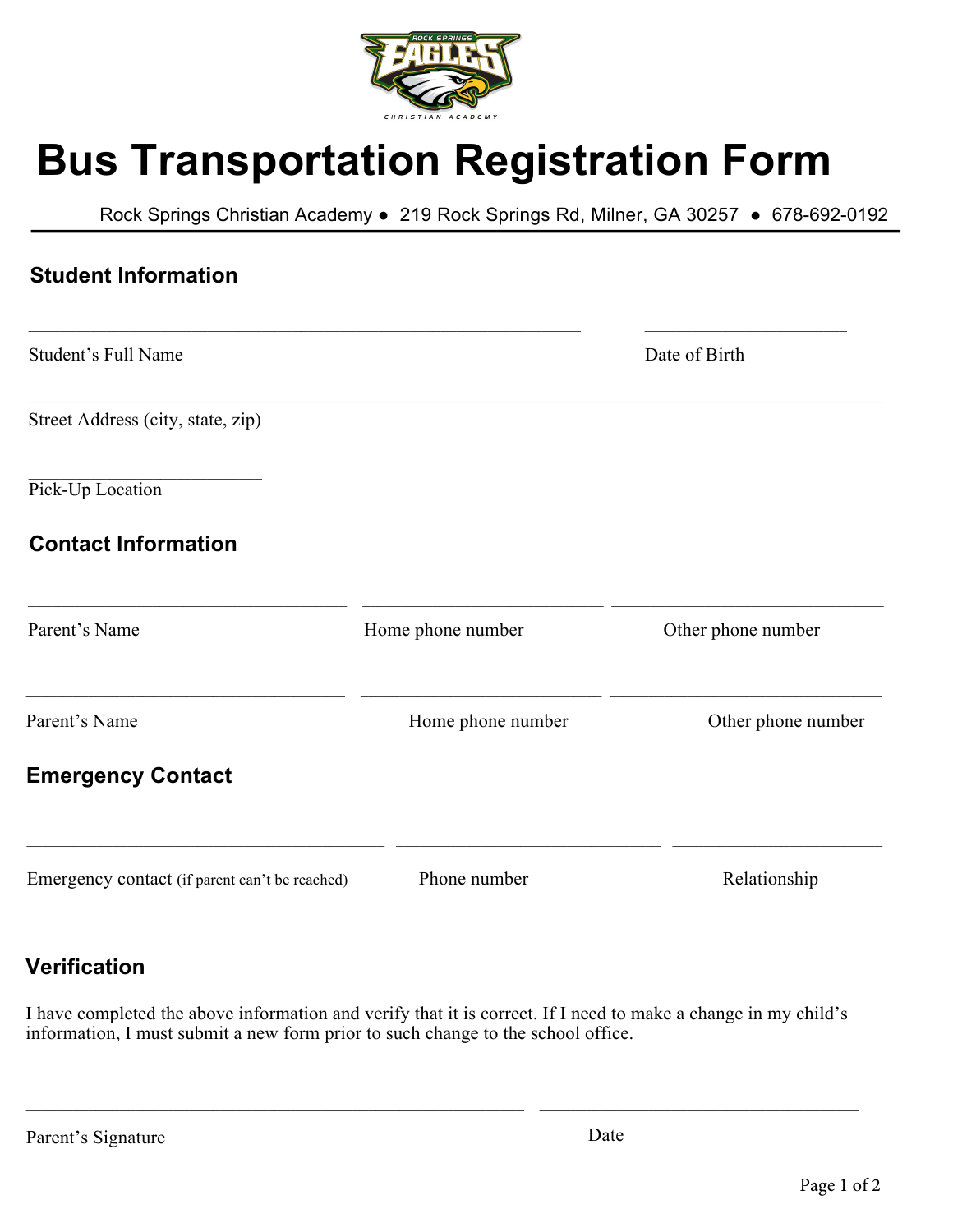# Bus Transportation Registration Form

Rock Springs Christian Academy ● 219 Rock Springs Rd, Milner, GA 30257 ● 678-692-0192

## Student Information

________________________________________ ____________________

Student's Full Name Date of Birth

____________________________________________________________

Street Address (city, state, zip)

____________________

Pick-Up Location

## Contact Information

____________________ ____________________ ____________________

Parent's Name Home phone number Other phone number

____________________ ____________________ ____________________

Parent's Name Home phone number Other phone number

## Emergency Contact

____________________ ____________________ ____________________

Emergency contact (if parent can't be reached) Phone number Relationship

## Verification

I have completed the above information and verify that it is correct. If I need to make a change in my child's information, I must submit a new form prior to such change to the school office.

________________________________________ ____________________

Parent's Signature Date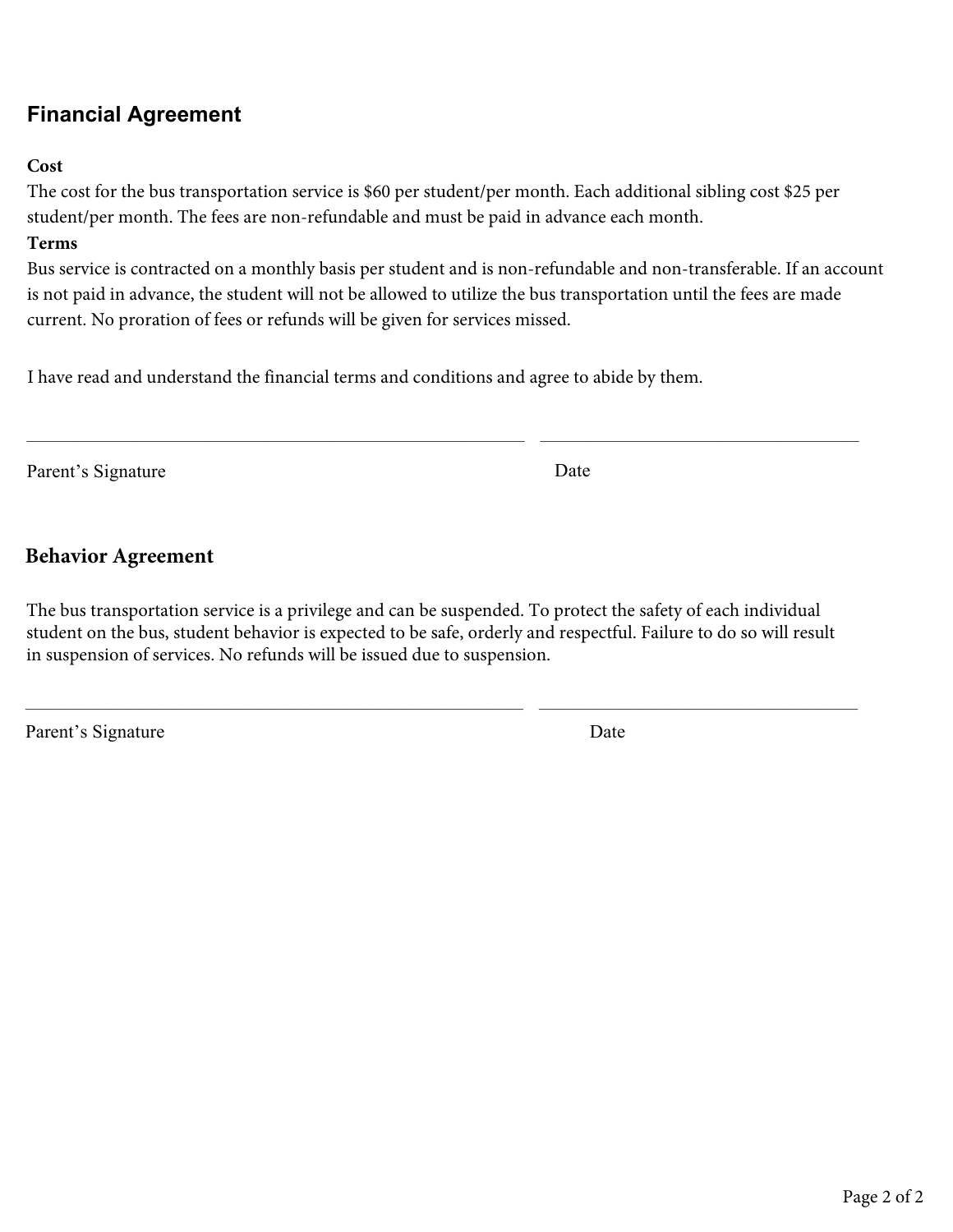## Financial Agreement

**Cost**

The cost for the bus transportation service is $60 per student/per month. Each additional sibling cost $25 per student/per month. The fees are non-refundable and must be paid in advance each month.

**Terms**

Bus service is contracted on a monthly basis per student and is non-refundable and non-transferable. If an account is not paid in advance, the student will not be allowed to utilize the bus transportation until the fees are made current. No proration of fees or refunds will be given for services missed.

I have read and understand the financial terms and conditions and agree to abide by them.

\_\_\_\_\_\_\_\_\_\_\_\_\_\_\_\_\_\_\_\_\_\_\_\_\_\_\_\_\_\_\_\_\_\_\_\_\_\_\_\_\_\_\_\_ \_\_\_\_\_\_\_\_\_\_\_\_\_\_\_\_\_\_\_\_\_\_\_\_\_\_\_\_\_\_

Parent's Signature Date

## Behavior Agreement

The bus transportation service is a privilege and can be suspended. To protect the safety of each individual student on the bus, student behavior is expected to be safe, orderly and respectful. Failure to do so will result in suspension of services. No refunds will be issued due to suspension.

\_\_\_\_\_\_\_\_\_\_\_\_\_\_\_\_\_\_\_\_\_\_\_\_\_\_\_\_\_\_\_\_\_\_\_\_\_\_\_\_\_\_\_\_ \_\_\_\_\_\_\_\_\_\_\_\_\_\_\_\_\_\_\_\_\_\_\_\_\_\_\_\_\_\_

Parent's Signature Date